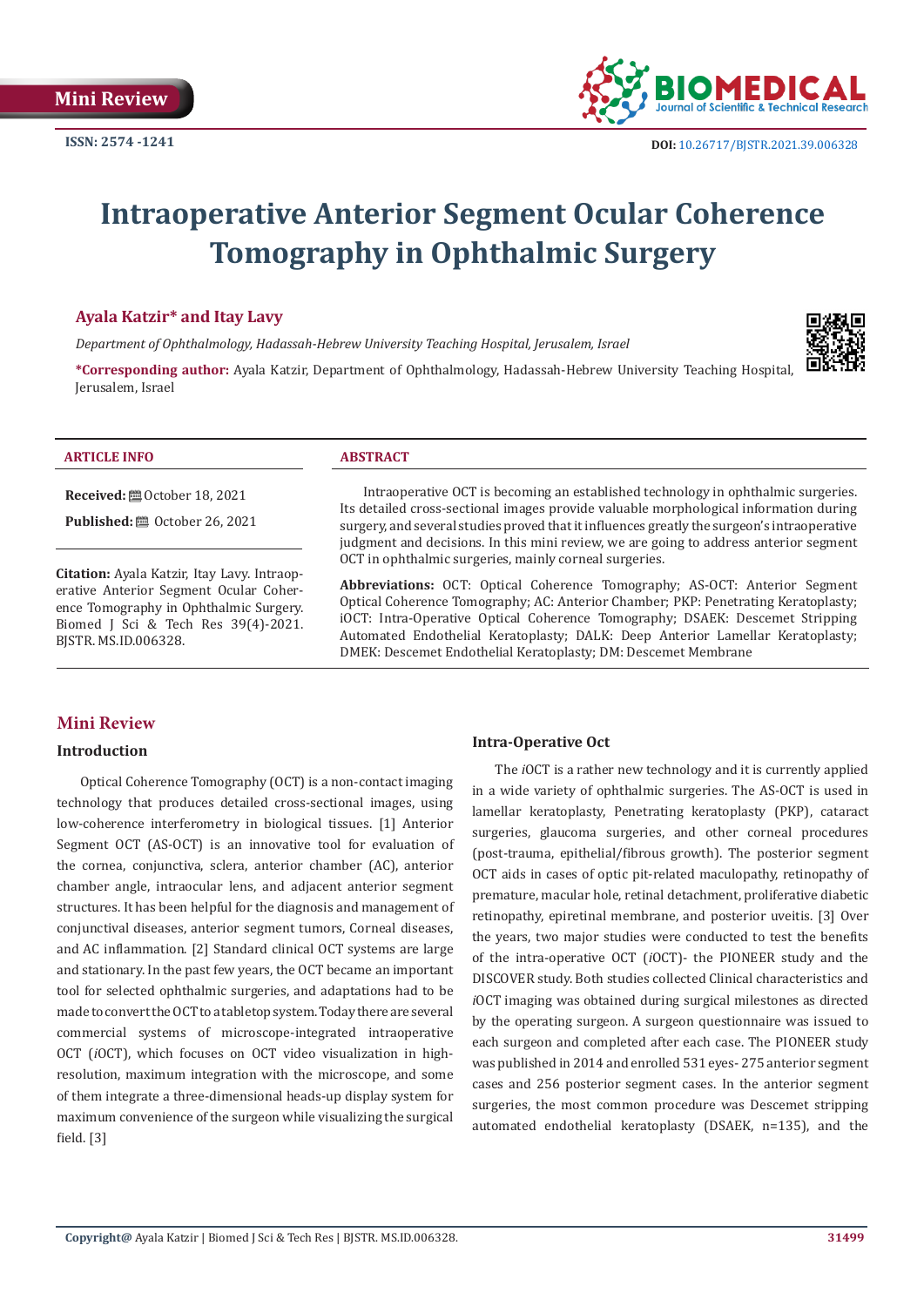Mini Review

ISSN: 2574 -1241

DOI: 10.26717/BJSTR.2021.39.006328

# Intraoperative Anterior Segment Ocular Coherence Tomography in Ophthalmic Surgery

**Ayala Katzir\* and Itay Lavy**

*Department of Ophthalmology, Hadassah-Hebrew University Teaching Hospital, Jerusalem, Israel*

**\*Corresponding author:** Ayala Katzir, Department of Ophthalmology, Hadassah-Hebrew University Teaching Hospital, Jerusalem, Israel

**ARTICLE INFO**

**Received:** October 18, 2021

**Published:** October 26, 2021

**Citation:** Ayala Katzir, Itay Lavy. Intraoperative Anterior Segment Ocular Coherence Tomography in Ophthalmic Surgery. Biomed J Sci & Tech Res 39(4)-2021. BJSTR. MS.ID.006328.

**ABSTRACT**

Intraoperative OCT is becoming an established technology in ophthalmic surgeries. Its detailed cross-sectional images provide valuable morphological information during surgery, and several studies proved that it influences greatly the surgeon's intraoperative judgment and decisions. In this mini review, we are going to address anterior segment OCT in ophthalmic surgeries, mainly corneal surgeries.

**Abbreviations:** OCT: Optical Coherence Tomography; AS-OCT: Anterior Segment Optical Coherence Tomography; AC: Anterior Chamber; PKP: Penetrating Keratoplasty; iOCT: Intra-Operative Optical Coherence Tomography; DSAEK: Descemet Stripping Automated Endothelial Keratoplasty; DALK: Deep Anterior Lamellar Keratoplasty; DMEK: Descemet Endothelial Keratoplasty; DM: Descemet Membrane

## Mini Review

### Introduction

Optical Coherence Tomography (OCT) is a non-contact imaging technology that produces detailed cross-sectional images, using low-coherence interferometry in biological tissues. [1] Anterior Segment OCT (AS-OCT) is an innovative tool for evaluation of the cornea, conjunctiva, sclera, anterior chamber (AC), anterior chamber angle, intraocular lens, and adjacent anterior segment structures. It has been helpful for the diagnosis and management of conjunctival diseases, anterior segment tumors, Corneal diseases, and AC inflammation. [2] Standard clinical OCT systems are large and stationary. In the past few years, the OCT became an important tool for selected ophthalmic surgeries, and adaptations had to be made to convert the OCT to a tabletop system. Today there are several commercial systems of microscope-integrated intraoperative OCT (*i*OCT), which focuses on OCT video visualization in high-resolution, maximum integration with the microscope, and some of them integrate a three-dimensional heads-up display system for maximum convenience of the surgeon while visualizing the surgical field. [3]

### Intra-Operative Oct

The *i*OCT is a rather new technology and it is currently applied in a wide variety of ophthalmic surgeries. The AS-OCT is used in lamellar keratoplasty, Penetrating keratoplasty (PKP), cataract surgeries, glaucoma surgeries, and other corneal procedures (post-trauma, epithelial/fibrous growth). The posterior segment OCT aids in cases of optic pit-related maculopathy, retinopathy of premature, macular hole, retinal detachment, proliferative diabetic retinopathy, epiretinal membrane, and posterior uveitis. [3] Over the years, two major studies were conducted to test the benefits of the intra-operative OCT (*i*OCT)- the PIONEER study and the DISCOVER study. Both studies collected Clinical characteristics and *i*OCT imaging was obtained during surgical milestones as directed by the operating surgeon. A surgeon questionnaire was issued to each surgeon and completed after each case. The PIONEER study was published in 2014 and enrolled 531 eyes- 275 anterior segment cases and 256 posterior segment cases. In the anterior segment surgeries, the most common procedure was Descemet stripping automated endothelial keratoplasty (DSAEK, n=135), and the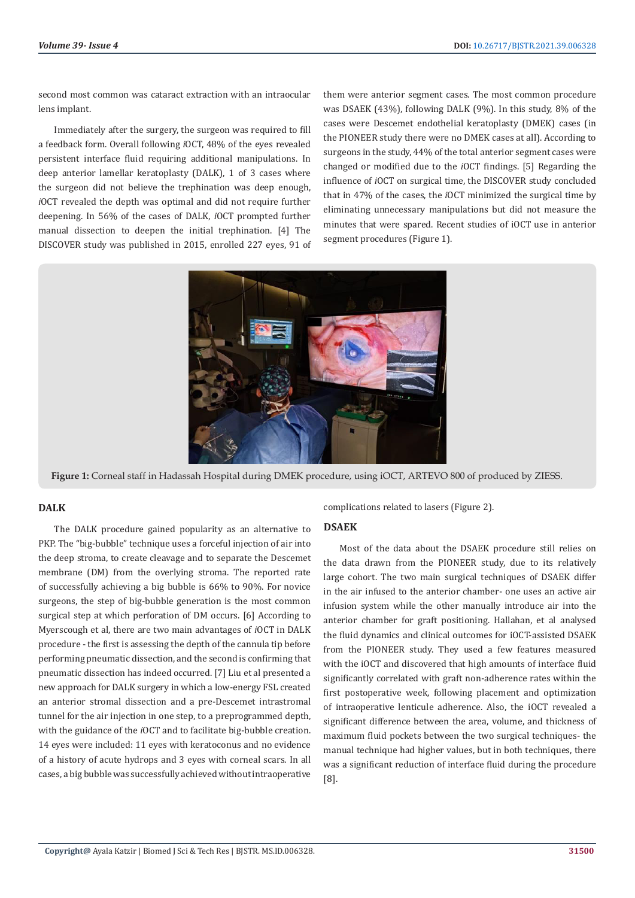second most common was cataract extraction with an intraocular lens implant.

Immediately after the surgery, the surgeon was required to fill a feedback form. Overall following *i*OCT, 48% of the eyes revealed persistent interface fluid requiring additional manipulations. In deep anterior lamellar keratoplasty (DALK), 1 of 3 cases where the surgeon did not believe the trephination was deep enough, *i*OCT revealed the depth was optimal and did not require further deepening. In 56% of the cases of DALK, *i*OCT prompted further manual dissection to deepen the initial trephination. [4] The DISCOVER study was published in 2015, enrolled 227 eyes, 91 of them were anterior segment cases. The most common procedure was DSAEK (43%), following DALK (9%). In this study, 8% of the cases were Descemet endothelial keratoplasty (DMEK) cases (in the PIONEER study there were no DMEK cases at all). According to surgeons in the study, 44% of the total anterior segment cases were changed or modified due to the *i*OCT findings. [5] Regarding the influence of *i*OCT on surgical time, the DISCOVER study concluded that in 47% of the cases, the *i*OCT minimized the surgical time by eliminating unnecessary manipulations but did not measure the minutes that were spared. Recent studies of iOCT use in anterior segment procedures (Figure 1).

**Figure 1:** Corneal staff in Hadassah Hospital during DMEK procedure, using iOCT, ARTEVO 800 of produced by ZIESS.

## DALK

The DALK procedure gained popularity as an alternative to PKP. The "big-bubble" technique uses a forceful injection of air into the deep stroma, to create cleavage and to separate the Descemet membrane (DM) from the overlying stroma. The reported rate of successfully achieving a big bubble is 66% to 90%. For novice surgeons, the step of big-bubble generation is the most common surgical step at which perforation of DM occurs. [6] According to Myerscough et al, there are two main advantages of *i*OCT in DALK procedure - the first is assessing the depth of the cannula tip before performing pneumatic dissection, and the second is confirming that pneumatic dissection has indeed occurred. [7] Liu et al presented a new approach for DALK surgery in which a low-energy FSL created an anterior stromal dissection and a pre-Descemet intrastromal tunnel for the air injection in one step, to a preprogrammed depth, with the guidance of the *i*OCT and to facilitate big-bubble creation. 14 eyes were included: 11 eyes with keratoconus and no evidence of a history of acute hydrops and 3 eyes with corneal scars. In all cases, a big bubble was successfully achieved without intraoperative complications related to lasers (Figure 2).

## DSAEK

Most of the data about the DSAEK procedure still relies on the data drawn from the PIONEER study, due to its relatively large cohort. The two main surgical techniques of DSAEK differ in the air infused to the anterior chamber- one uses an active air infusion system while the other manually introduce air into the anterior chamber for graft positioning. Hallahan, et al analysed the fluid dynamics and clinical outcomes for iOCT-assisted DSAEK from the PIONEER study. They used a few features measured with the iOCT and discovered that high amounts of interface fluid significantly correlated with graft non-adherence rates within the first postoperative week, following placement and optimization of intraoperative lenticule adherence. Also, the iOCT revealed a significant difference between the area, volume, and thickness of maximum fluid pockets between the two surgical techniques- the manual technique had higher values, but in both techniques, there was a significant reduction of interface fluid during the procedure [8].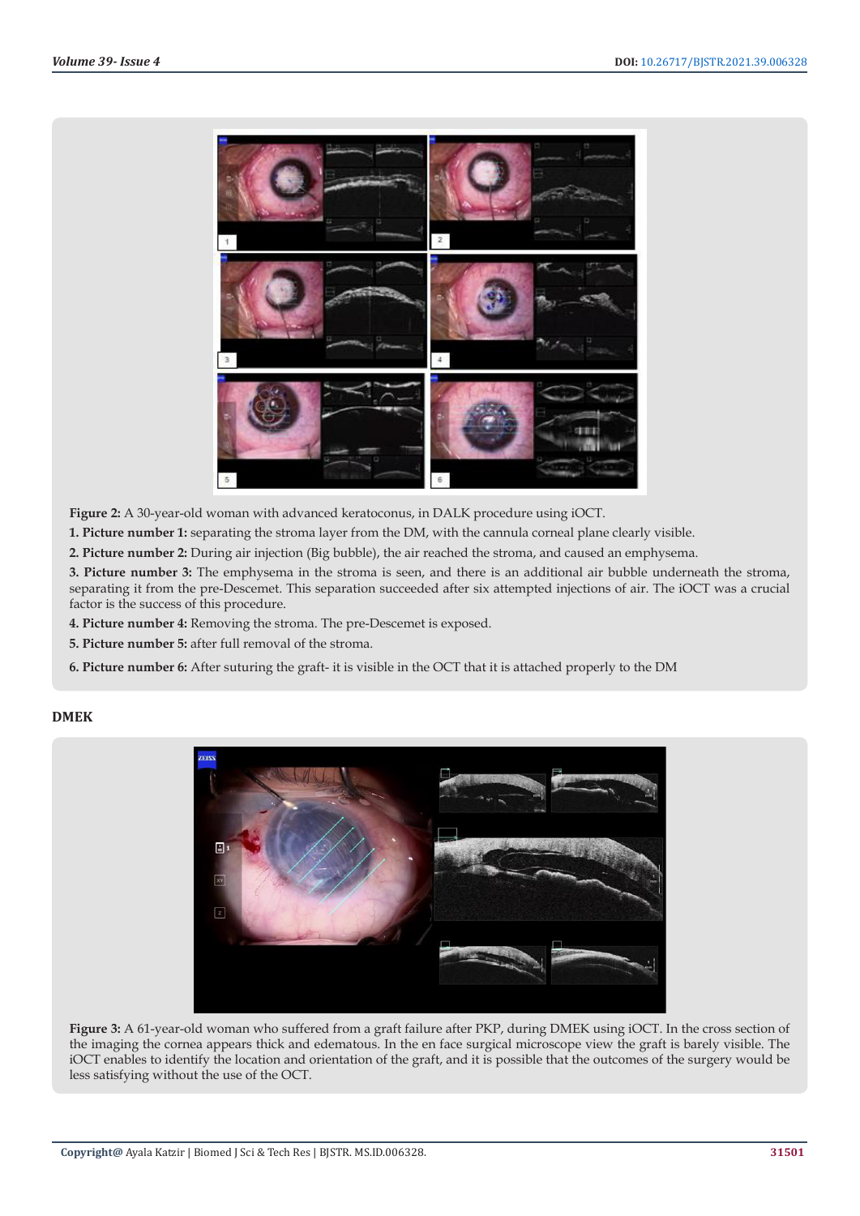**Figure 2:** A 30-year-old woman with advanced keratoconus, in DALK procedure using iOCT.

1. **Picture number 1:** separating the stroma layer from the DM, with the cannula corneal plane clearly visible.
2. **Picture number 2:** During air injection (Big bubble), the air reached the stroma, and caused an emphysema.
3. **Picture number 3:** The emphysema in the stroma is seen, and there is an additional air bubble underneath the stroma, separating it from the pre-Descemet. This separation succeeded after six attempted injections of air. The iOCT was a crucial factor is the success of this procedure.
4. **Picture number 4:** Removing the stroma. The pre-Descemet is exposed.
5. **Picture number 5:** after full removal of the stroma.
6. **Picture number 6:** After suturing the graft- it is visible in the OCT that it is attached properly to the DM

#### DMEK

**Figure 3:** A 61-year-old woman who suffered from a graft failure after PKP, during DMEK using iOCT. In the cross section of the imaging the cornea appears thick and edematous. In the en face surgical microscope view the graft is barely visible. The iOCT enables to identify the location and orientation of the graft, and it is possible that the outcomes of the surgery would be less satisfying without the use of the OCT.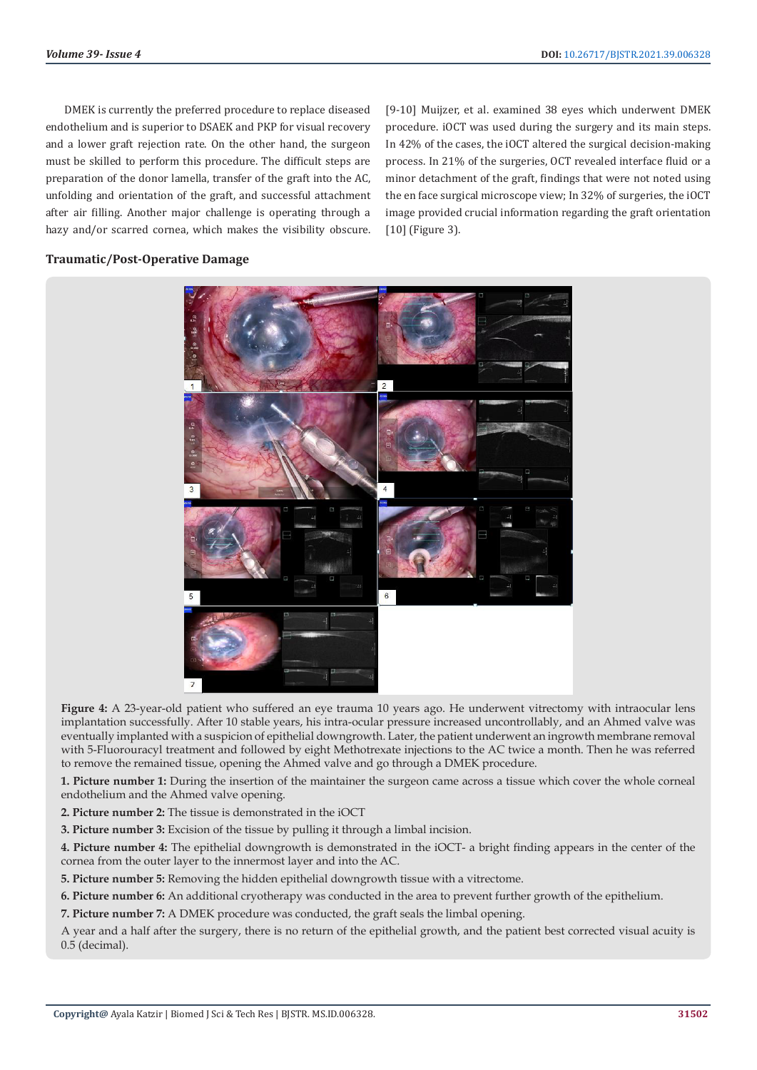DMEK is currently the preferred procedure to replace diseased endothelium and is superior to DSAEK and PKP for visual recovery and a lower graft rejection rate. On the other hand, the surgeon must be skilled to perform this procedure. The difficult steps are preparation of the donor lamella, transfer of the graft into the AC, unfolding and orientation of the graft, and successful attachment after air filling. Another major challenge is operating through a hazy and/or scarred cornea, which makes the visibility obscure. [9-10] Muijzer, et al. examined 38 eyes which underwent DMEK procedure. iOCT was used during the surgery and its main steps. In 42% of the cases, the iOCT altered the surgical decision-making process. In 21% of the surgeries, OCT revealed interface fluid or a minor detachment of the graft, findings that were not noted using the en face surgical microscope view; In 32% of surgeries, the iOCT image provided crucial information regarding the graft orientation [10] (Figure 3).

### Traumatic/Post-Operative Damage

**Figure 4:** A 23-year-old patient who suffered an eye trauma 10 years ago. He underwent vitrectomy with intraocular lens implantation successfully. After 10 stable years, his intra-ocular pressure increased uncontrollably, and an Ahmed valve was eventually implanted with a suspicion of epithelial downgrowth. Later, the patient underwent an ingrowth membrane removal with 5-Fluorouracyl treatment and followed by eight Methotrexate injections to the AC twice a month. Then he was referred to remove the remained tissue, opening the Ahmed valve and go through a DMEK procedure.

1. **Picture number 1:** During the insertion of the maintainer the surgeon came across a tissue which cover the whole corneal endothelium and the Ahmed valve opening.
2. **Picture number 2:** The tissue is demonstrated in the iOCT
3. **Picture number 3:** Excision of the tissue by pulling it through a limbal incision.
4. **Picture number 4:** The epithelial downgrowth is demonstrated in the iOCT- a bright finding appears in the center of the cornea from the outer layer to the innermost layer and into the AC.
5. **Picture number 5:** Removing the hidden epithelial downgrowth tissue with a vitrectome.
6. **Picture number 6:** An additional cryotherapy was conducted in the area to prevent further growth of the epithelium.
7. **Picture number 7:** A DMEK procedure was conducted, the graft seals the limbal opening.

A year and a half after the surgery, there is no return of the epithelial growth, and the patient best corrected visual acuity is 0.5 (decimal).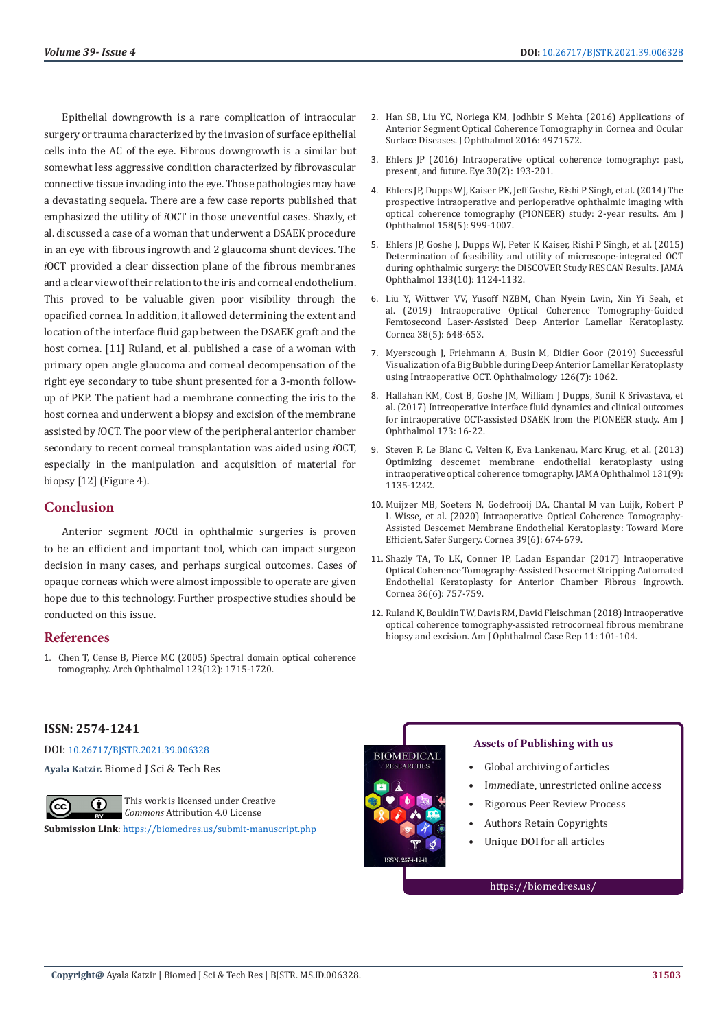Epithelial downgrowth is a rare complication of intraocular surgery or trauma characterized by the invasion of surface epithelial cells into the AC of the eye. Fibrous downgrowth is a similar but somewhat less aggressive condition characterized by fibrovascular connective tissue invading into the eye. Those pathologies may have a devastating sequela. There are a few case reports published that emphasized the utility of *i*OCT in those uneventful cases. Shazly, et al. discussed a case of a woman that underwent a DSAEK procedure in an eye with fibrous ingrowth and 2 glaucoma shunt devices. The *i*OCT provided a clear dissection plane of the fibrous membranes and a clear view of their relation to the iris and corneal endothelium. This proved to be valuable given poor visibility through the opacified cornea. In addition, it allowed determining the extent and location of the interface fluid gap between the DSAEK graft and the host cornea. [11] Ruland, et al. published a case of a woman with primary open angle glaucoma and corneal decompensation of the right eye secondary to tube shunt presented for a 3-month follow-up of PKP. The patient had a membrane connecting the iris to the host cornea and underwent a biopsy and excision of the membrane assisted by *i*OCT. The poor view of the peripheral anterior chamber secondary to recent corneal transplantation was aided using *i*OCT, especially in the manipulation and acquisition of material for biopsy [12] (Figure 4).

## Conclusion

Anterior segment *I*OCtl in ophthalmic surgeries is proven to be an efficient and important tool, which can impact surgeon decision in many cases, and perhaps surgical outcomes. Cases of opaque corneas which were almost impossible to operate are given hope due to this technology. Further prospective studies should be conducted on this issue.

## References

1. Chen T, Cense B, Pierce MC (2005) Spectral domain optical coherence tomography. Arch Ophthalmol 123(12): 1715-1720.
2. Han SB, Liu YC, Noriega KM, Jodhbir S Mehta (2016) Applications of Anterior Segment Optical Coherence Tomography in Cornea and Ocular Surface Diseases. J Ophthalmol 2016: 4971572.
3. Ehlers JP (2016) Intraoperative optical coherence tomography: past, present, and future. Eye 30(2): 193-201.
4. Ehlers JP, Dupps WJ, Kaiser PK, Jeff Goshe, Rishi P Singh, et al. (2014) The prospective intraoperative and perioperative ophthalmic imaging with optical coherence tomography (PIONEER) study: 2-year results. Am J Ophthalmol 158(5): 999-1007.
5. Ehlers JP, Goshe J, Dupps WJ, Peter K Kaiser, Rishi P Singh, et al. (2015) Determination of feasibility and utility of microscope-integrated OCT during ophthalmic surgery: the DISCOVER Study RESCAN Results. JAMA Ophthalmol 133(10): 1124-1132.
6. Liu Y, Wittwer VV, Yusoff NZBM, Chan Nyein Lwin, Xin Yi Seah, et al. (2019) Intraoperative Optical Coherence Tomography-Guided Femtosecond Laser-Assisted Deep Anterior Lamellar Keratoplasty. Cornea 38(5): 648-653.
7. Myerscough J, Friehmann A, Busin M, Didier Goor (2019) Successful Visualization of a Big Bubble during Deep Anterior Lamellar Keratoplasty using Intraoperative OCT. Ophthalmology 126(7): 1062.
8. Hallahan KM, Cost B, Goshe JM, William J Dupps, Sunil K Srivastava, et al. (2017) Intreoperative interface fluid dynamics and clinical outcomes for intraoperative OCT-assisted DSAEK from the PIONEER study. Am J Ophthalmol 173: 16-22.
9. Steven P, Le Blanc C, Velten K, Eva Lankenau, Marc Krug, et al. (2013) Optimizing descemet membrane endothelial keratoplasty using intraoperative optical coherence tomography. JAMA Ophthalmol 131(9): 1135-1242.
10. Muijzer MB, Soeters N, Godefrooij DA, Chantal M van Luijk, Robert P L Wisse, et al. (2020) Intraoperative Optical Coherence Tomography-Assisted Descemet Membrane Endothelial Keratoplasty: Toward More Efficient, Safer Surgery. Cornea 39(6): 674-679.
11. Shazly TA, To LK, Conner IP, Ladan Espandar (2017) Intraoperative Optical Coherence Tomography-Assisted Descemet Stripping Automated Endothelial Keratoplasty for Anterior Chamber Fibrous Ingrowth. Cornea 36(6): 757-759.
12. Ruland K, Bouldin TW, Davis RM, David Fleischman (2018) Intraoperative optical coherence tomography-assisted retrocorneal fibrous membrane biopsy and excision. Am J Ophthalmol Case Rep 11: 101-104.

**ISSN: 2574-1241**

DOI: 10.26717/BJSTR.2021.39.006328

**Ayala Katzir**. Biomed J Sci & Tech Res

This work is licensed under Creative *Commons* Attribution 4.0 License

**Submission Link**: https://biomedres.us/submit-manuscript.php

### Assets of Publishing with us

- Global archiving of articles
- Immediate, unrestricted online access
- Rigorous Peer Review Process
- Authors Retain Copyrights
- Unique DOI for all articles

https://biomedres.us/